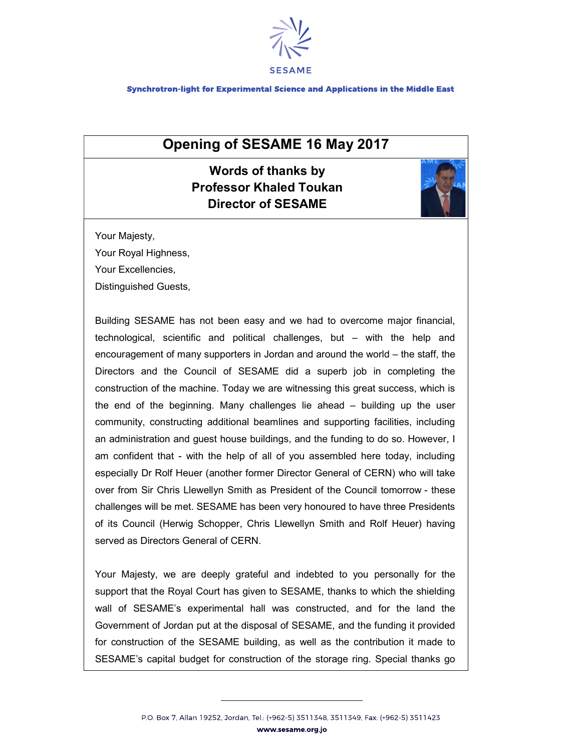SESAME

Synchrotron-light for Experimental Science and Applications in the Middle East

# Opening of SESAME 16 May 2017

## Words of thanks by Professor Khaled Toukan Director of SESAME

Your Majesty,
Your Royal Highness,
Your Excellencies,
Distinguished Guests,

Building SESAME has not been easy and we had to overcome major financial, technological, scientific and political challenges, but – with the help and encouragement of many supporters in Jordan and around the world – the staff, the Directors and the Council of SESAME did a superb job in completing the construction of the machine. Today we are witnessing this great success, which is the end of the beginning. Many challenges lie ahead – building up the user community, constructing additional beamlines and supporting facilities, including an administration and guest house buildings, and the funding to do so. However, I am confident that - with the help of all of you assembled here today, including especially Dr Rolf Heuer (another former Director General of CERN) who will take over from Sir Chris Llewellyn Smith as President of the Council tomorrow - these challenges will be met. SESAME has been very honoured to have three Presidents of its Council (Herwig Schopper, Chris Llewellyn Smith and Rolf Heuer) having served as Directors General of CERN.

Your Majesty, we are deeply grateful and indebted to you personally for the support that the Royal Court has given to SESAME, thanks to which the shielding wall of SESAME's experimental hall was constructed, and for the land the Government of Jordan put at the disposal of SESAME, and the funding it provided for construction of the SESAME building, as well as the contribution it made to SESAME's capital budget for construction of the storage ring. Special thanks go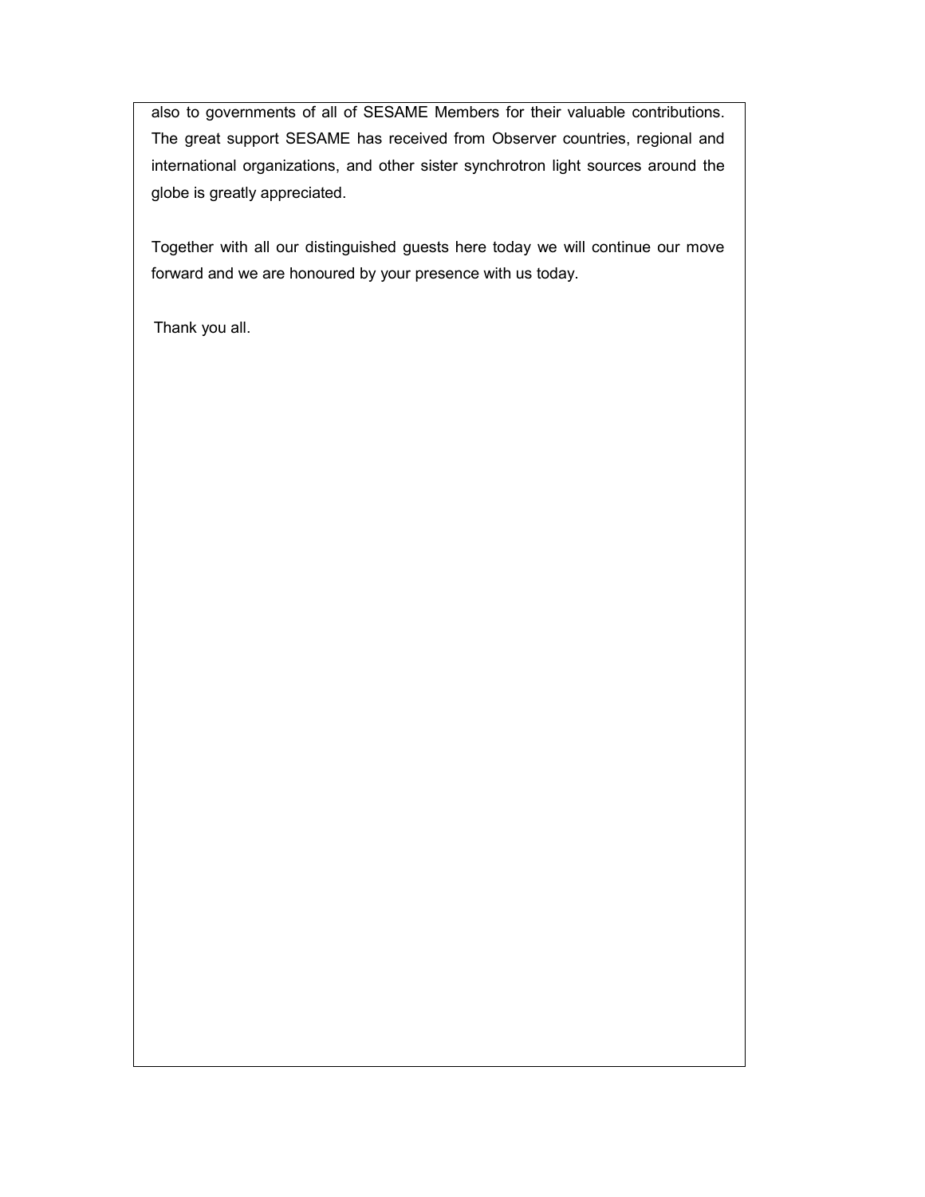also to governments of all of SESAME Members for their valuable contributions. The great support SESAME has received from Observer countries, regional and international organizations, and other sister synchrotron light sources around the globe is greatly appreciated.

Together with all our distinguished guests here today we will continue our move forward and we are honoured by your presence with us today.

Thank you all.